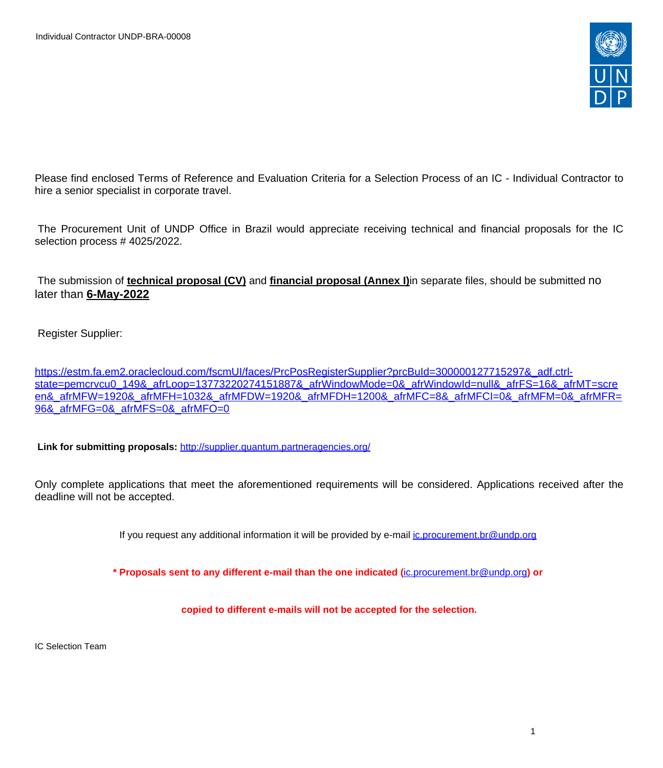Individual Contractor UNDP-BRA-00008

Please find enclosed Terms of Reference and Evaluation Criteria for a Selection Process of an IC - Individual Contractor to hire a senior specialist in corporate travel.

The Procurement Unit of UNDP Office in Brazil would appreciate receiving technical and financial proposals for the IC selection process # 4025/2022.

The submission of **technical proposal (CV)** and **financial proposal (Annex I)**in separate files, should be submitted no later than **6-May-2022**

Register Supplier:

https://estm.fa.em2.oraclecloud.com/fscmUI/faces/PrcPosRegisterSupplier?prcBuId=300000127715297&_adf.ctrl-state=pemcrvcu0_149&_afrLoop=13773220274151887&_afrWindowMode=0&_afrWindowId=null&_afrFS=16&_afrMT=screen&_afrMFW=1920&_afrMFH=1032&_afrMFDW=1920&_afrMFDH=1200&_afrMFC=8&_afrMFCI=0&_afrMFM=0&_afrMFR=96&_afrMFG=0&_afrMFS=0&_afrMFO=0

**Link for submitting proposals:** http://supplier.quantum.partneragencies.org/

Only complete applications that meet the aforementioned requirements will be considered. Applications received after the deadline will not be accepted.

If you request any additional information it will be provided by e-mail ic.procurement.br@undp.org

**\* Proposals sent to any different e-mail than the one indicated (ic.procurement.br@undp.org) or**

**copied to different e-mails will not be accepted for the selection.**

IC Selection Team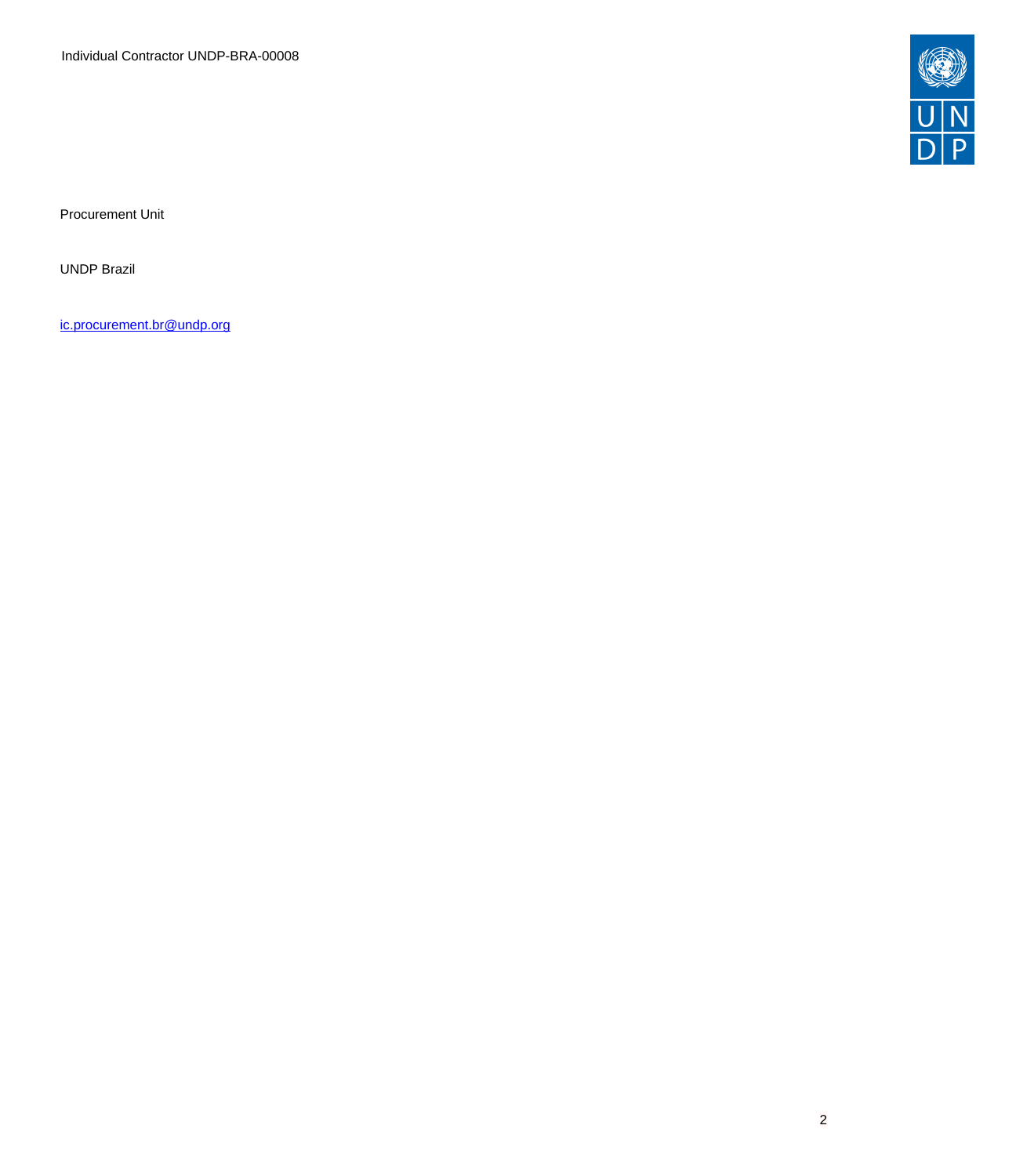Procurement Unit

UNDP Brazil

ic.procurement.br@undp.org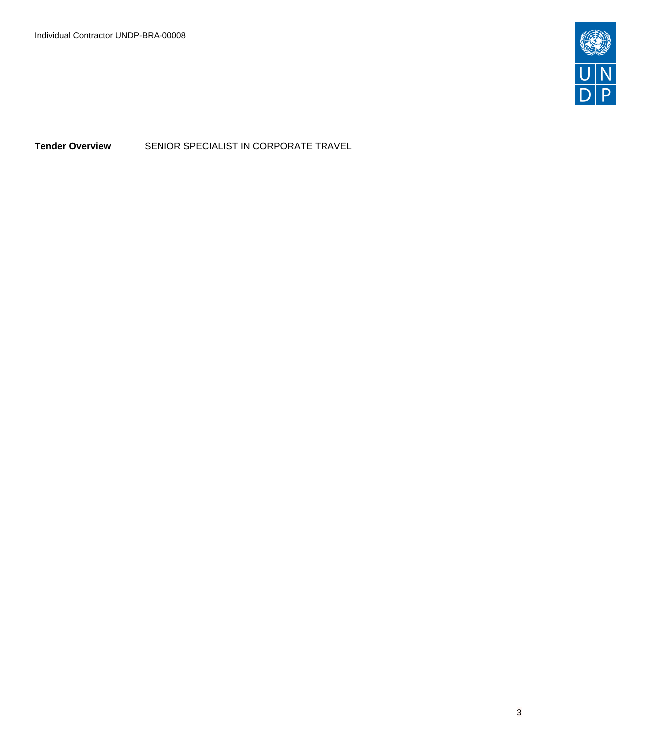**Tender Overview** SENIOR SPECIALIST IN CORPORATE TRAVEL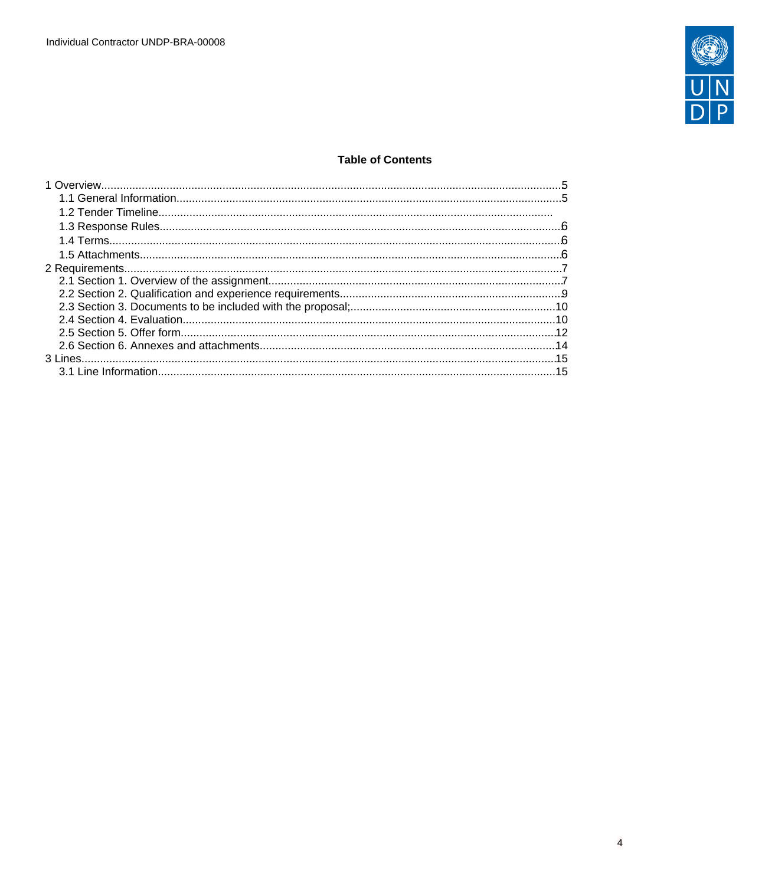**Table of Contents**

1 Overview.....5
- 1.1 General Information.....5
- 1.2 Tender Timeline.....
- 1.3 Response Rules.....6
- 1.4 Terms.....6
- 1.5 Attachments.....6

2 Requirements.....7
- 2.1 Section 1. Overview of the assignment.....7
- 2.2 Section 2. Qualification and experience requirements.....9
- 2.3 Section 3. Documents to be included with the proposal;.....10
- 2.4 Section 4. Evaluation.....10
- 2.5 Section 5. Offer form.....12
- 2.6 Section 6. Annexes and attachments.....14

3 Lines.....15
- 3.1 Line Information.....15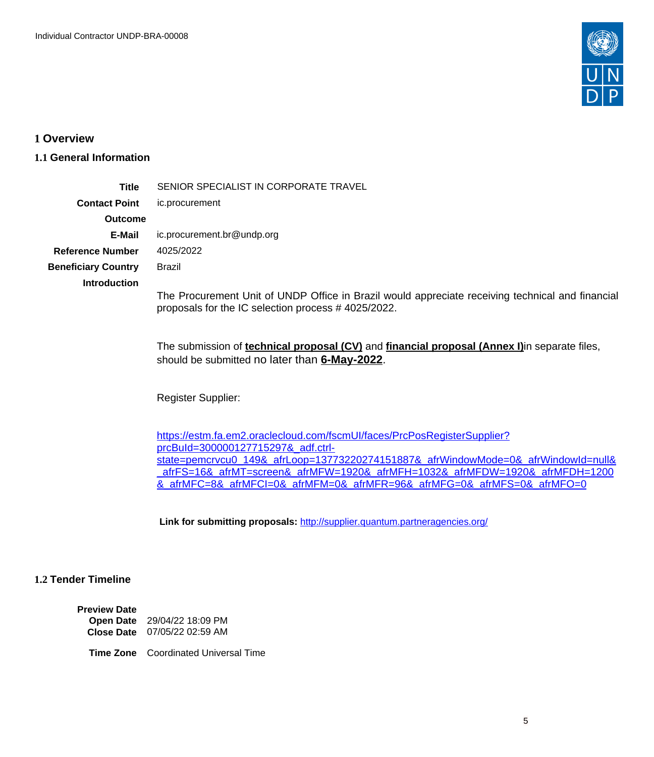# 1 Overview

## 1.1 General Information

| | |
|---|---|
| **Title** | SENIOR SPECIALIST IN CORPORATE TRAVEL |
| **Contact Point** | ic.procurement |
| **Outcome** | |
| **E-Mail** | ic.procurement.br@undp.org |
| **Reference Number** | 4025/2022 |
| **Beneficiary Country** | Brazil |
| **Introduction** | |

The Procurement Unit of UNDP Office in Brazil would appreciate receiving technical and financial proposals for the IC selection process # 4025/2022.

The submission of **technical proposal (CV)** and **financial proposal (Annex I)**in separate files, should be submitted no later than **6-May-2022**.

Register Supplier:

https://estm.fa.em2.oraclecloud.com/fscmUI/faces/PrcPosRegisterSupplier?prcBuId=300000127715297&_adf.ctrl-state=pemcrvcu0_149&_afrLoop=13773220274151887&_afrWindowMode=0&_afrWindowId=null&_afrFS=16&_afrMT=screen&_afrMFW=1920&_afrMFH=1032&_afrMFDW=1920&_afrMFDH=1200&_afrMFC=8&_afrMFCI=0&_afrMFM=0&_afrMFR=96&_afrMFG=0&_afrMFS=0&_afrMFO=0

**Link for submitting proposals:** http://supplier.quantum.partneragencies.org/

## 1.2 Tender Timeline

| | |
|---|---|
| **Preview Date** | |
| **Open Date** | 29/04/22 18:09 PM |
| **Close Date** | 07/05/22 02:59 AM |
| **Time Zone** | Coordinated Universal Time |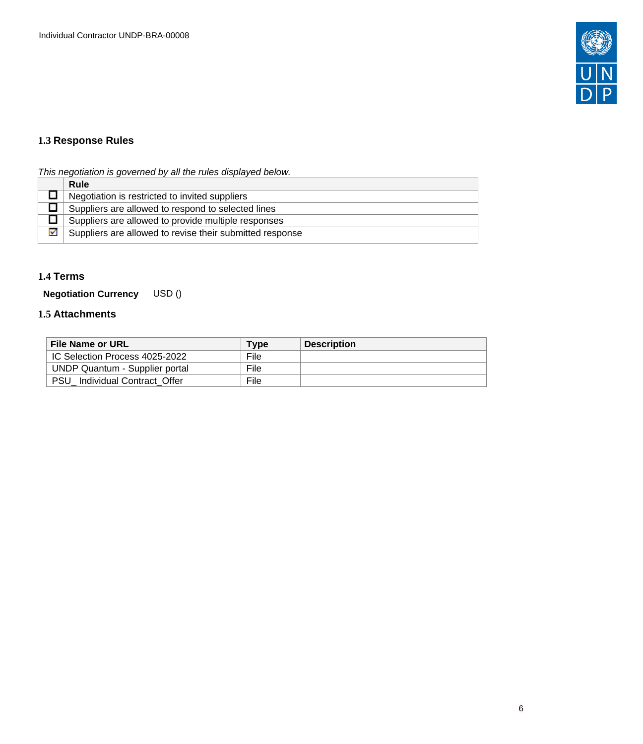### 1.3 Response Rules

*This negotiation is governed by all the rules displayed below.*

| | Rule |
|---|---|
| ☐ | Negotiation is restricted to invited suppliers |
| ☐ | Suppliers are allowed to respond to selected lines |
| ☐ | Suppliers are allowed to provide multiple responses |
| ☑ | Suppliers are allowed to revise their submitted response |

### 1.4 Terms

**Negotiation Currency** USD ()

### 1.5 Attachments

| File Name or URL | Type | Description |
|---|---|---|
| IC Selection Process 4025-2022 | File | |
| UNDP Quantum - Supplier portal | File | |
| PSU_ Individual Contract_Offer | File | |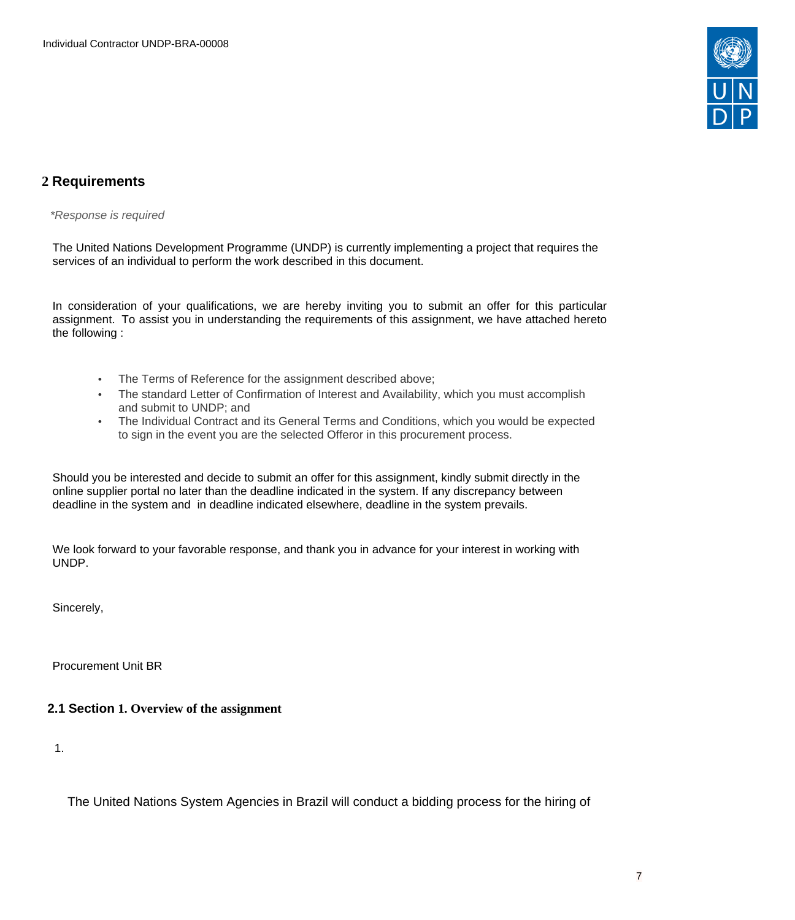## 2 Requirements

*\*Response is required*

The United Nations Development Programme (UNDP) is currently implementing a project that requires the services of an individual to perform the work described in this document.

In consideration of your qualifications, we are hereby inviting you to submit an offer for this particular assignment. To assist you in understanding the requirements of this assignment, we have attached hereto the following :

- The Terms of Reference for the assignment described above;
- The standard Letter of Confirmation of Interest and Availability, which you must accomplish and submit to UNDP; and
- The Individual Contract and its General Terms and Conditions, which you would be expected to sign in the event you are the selected Offeror in this procurement process.

Should you be interested and decide to submit an offer for this assignment, kindly submit directly in the online supplier portal no later than the deadline indicated in the system. If any discrepancy between deadline in the system and in deadline indicated elsewhere, deadline in the system prevails.

We look forward to your favorable response, and thank you in advance for your interest in working with UNDP.

Sincerely,

Procurement Unit BR

### 2.1 Section 1. Overview of the assignment

1.

The United Nations System Agencies in Brazil will conduct a bidding process for the hiring of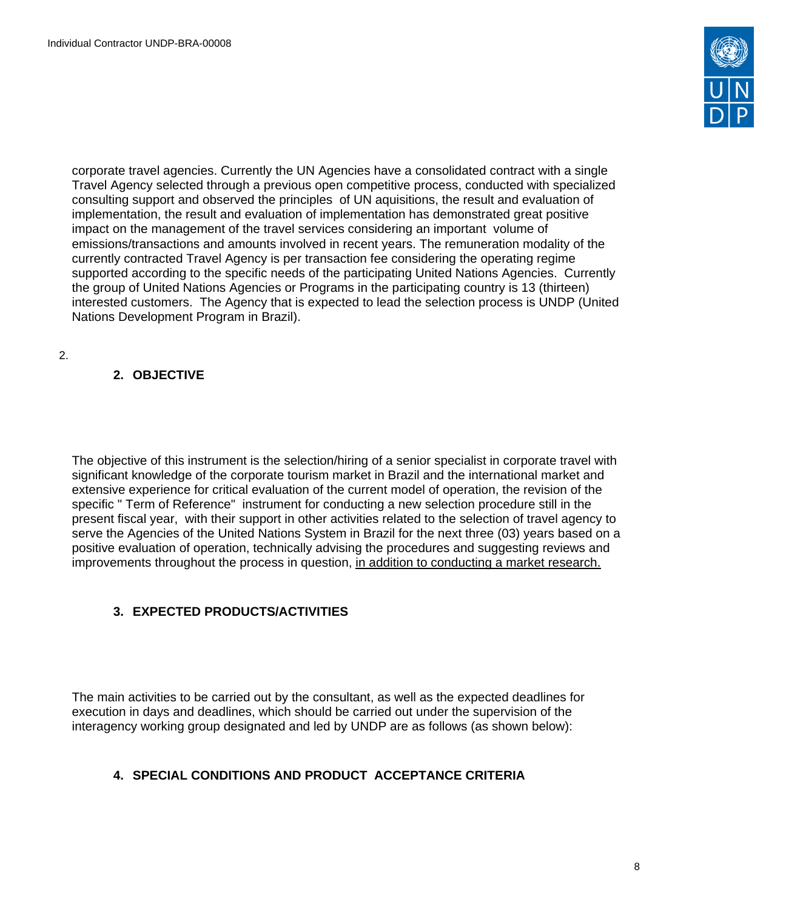corporate travel agencies. Currently the UN Agencies have a consolidated contract with a single Travel Agency selected through a previous open competitive process, conducted with specialized consulting support and observed the principles of UN aquisitions, the result and evaluation of implementation, the result and evaluation of implementation has demonstrated great positive impact on the management of the travel services considering an important volume of emissions/transactions and amounts involved in recent years. The remuneration modality of the currently contracted Travel Agency is per transaction fee considering the operating regime supported according to the specific needs of the participating United Nations Agencies. Currently the group of United Nations Agencies or Programs in the participating country is 13 (thirteen) interested customers. The Agency that is expected to lead the selection process is UNDP (United Nations Development Program in Brazil).

2.

## 2. OBJECTIVE

The objective of this instrument is the selection/hiring of a senior specialist in corporate travel with significant knowledge of the corporate tourism market in Brazil and the international market and extensive experience for critical evaluation of the current model of operation, the revision of the specific " Term of Reference" instrument for conducting a new selection procedure still in the present fiscal year, with their support in other activities related to the selection of travel agency to serve the Agencies of the United Nations System in Brazil for the next three (03) years based on a positive evaluation of operation, technically advising the procedures and suggesting reviews and improvements throughout the process in question, <u>in addition to conducting a market research.</u>

## 3. EXPECTED PRODUCTS/ACTIVITIES

The main activities to be carried out by the consultant, as well as the expected deadlines for execution in days and deadlines, which should be carried out under the supervision of the interagency working group designated and led by UNDP are as follows (as shown below):

## 4. SPECIAL CONDITIONS AND PRODUCT ACCEPTANCE CRITERIA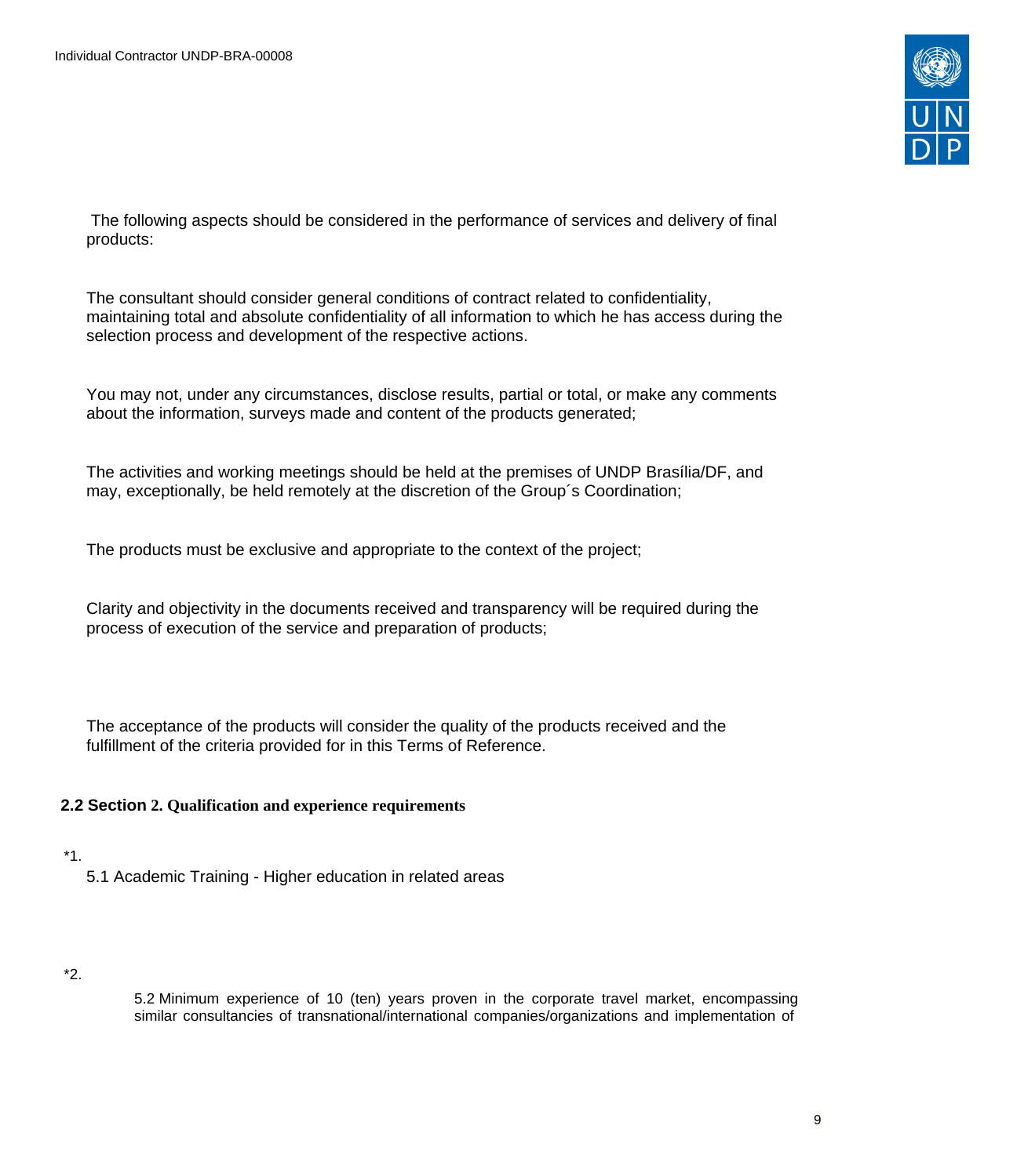The following aspects should be considered in the performance of services and delivery of final products:

The consultant should consider general conditions of contract related to confidentiality, maintaining total and absolute confidentiality of all information to which he has access during the selection process and development of the respective actions.

You may not, under any circumstances, disclose results, partial or total, or make any comments about the information, surveys made and content of the products generated;

The activities and working meetings should be held at the premises of UNDP Brasília/DF, and may, exceptionally, be held remotely at the discretion of the Group´s Coordination;

The products must be exclusive and appropriate to the context of the project;

Clarity and objectivity in the documents received and transparency will be required during the process of execution of the service and preparation of products;

The acceptance of the products will consider the quality of the products received and the fulfillment of the criteria provided for in this Terms of Reference.

## 2.2 Section 2. Qualification and experience requirements

*1.

5.1 Academic Training - Higher education in related areas

*2.

5.2 Minimum experience of 10 (ten) years proven in the corporate travel market, encompassing similar consultancies of transnational/international companies/organizations and implementation of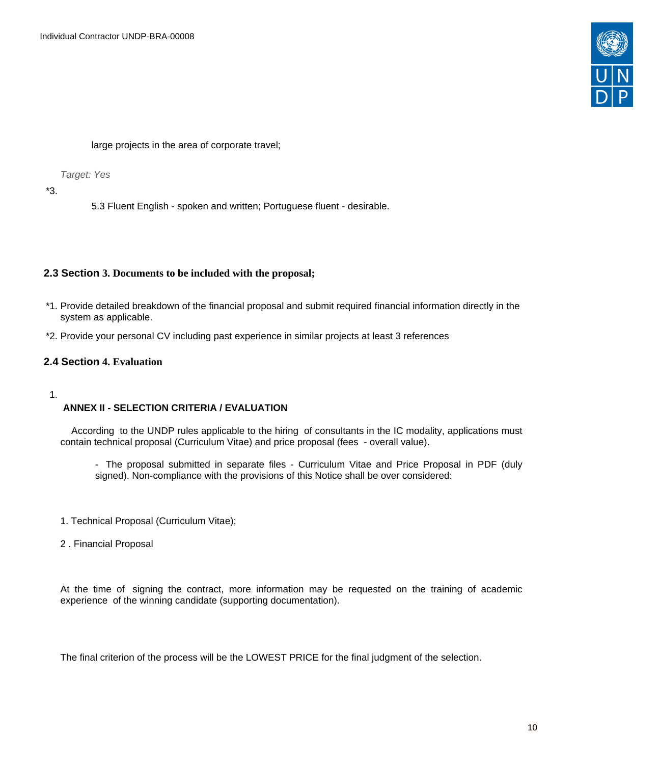large projects in the area of corporate travel;

*Target: Yes*

*3.

5.3 Fluent English - spoken and written; Portuguese fluent - desirable.

## 2.3 Section 3. Documents to be included with the proposal;

*1. Provide detailed breakdown of the financial proposal and submit required financial information directly in the system as applicable.

*2. Provide your personal CV including past experience in similar projects at least 3 references

## 2.4 Section 4. Evaluation

1.

**ANNEX II - SELECTION CRITERIA / EVALUATION**

According to the UNDP rules applicable to the hiring of consultants in the IC modality, applications must contain technical proposal (Curriculum Vitae) and price proposal (fees - overall value).

- The proposal submitted in separate files - Curriculum Vitae and Price Proposal in PDF (duly signed). Non-compliance with the provisions of this Notice shall be over considered:

1. Technical Proposal (Curriculum Vitae);

2 . Financial Proposal

At the time of signing the contract, more information may be requested on the training of academic experience of the winning candidate (supporting documentation).

The final criterion of the process will be the LOWEST PRICE for the final judgment of the selection.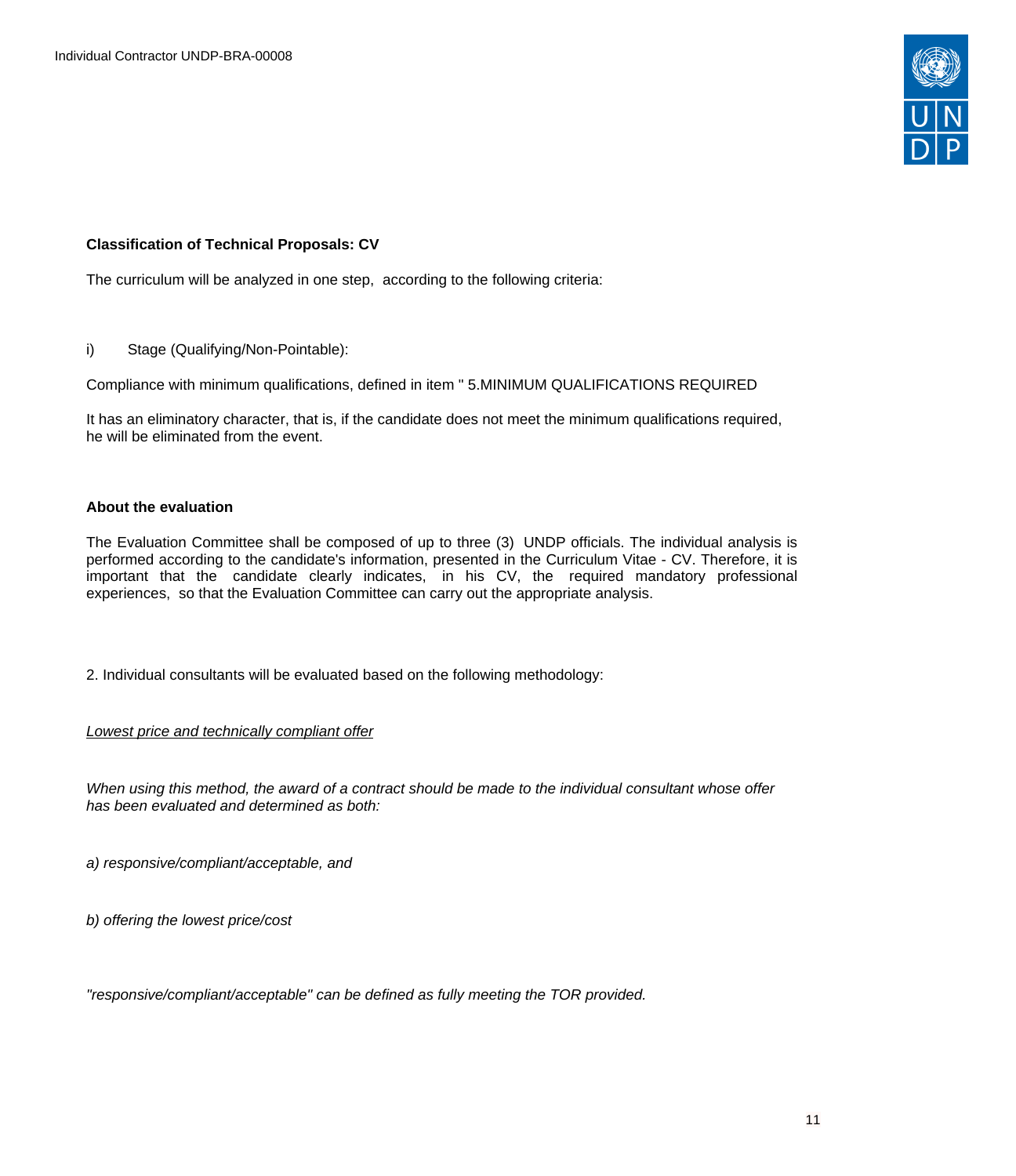**Classification of Technical Proposals: CV**

The curriculum will be analyzed in one step, according to the following criteria:

i) Stage (Qualifying/Non-Pointable):

Compliance with minimum qualifications, defined in item " 5.MINIMUM QUALIFICATIONS REQUIRED

It has an eliminatory character, that is, if the candidate does not meet the minimum qualifications required, he will be eliminated from the event.

**About the evaluation**

The Evaluation Committee shall be composed of up to three (3) UNDP officials. The individual analysis is performed according to the candidate's information, presented in the Curriculum Vitae - CV. Therefore, it is important that the candidate clearly indicates, in his CV, the required mandatory professional experiences, so that the Evaluation Committee can carry out the appropriate analysis.

2. Individual consultants will be evaluated based on the following methodology:

*<u>Lowest price and technically compliant offer</u>*

*When using this method, the award of a contract should be made to the individual consultant whose offer has been evaluated and determined as both:*

*a) responsive/compliant/acceptable, and*

*b) offering the lowest price/cost*

*"responsive/compliant/acceptable" can be defined as fully meeting the TOR provided.*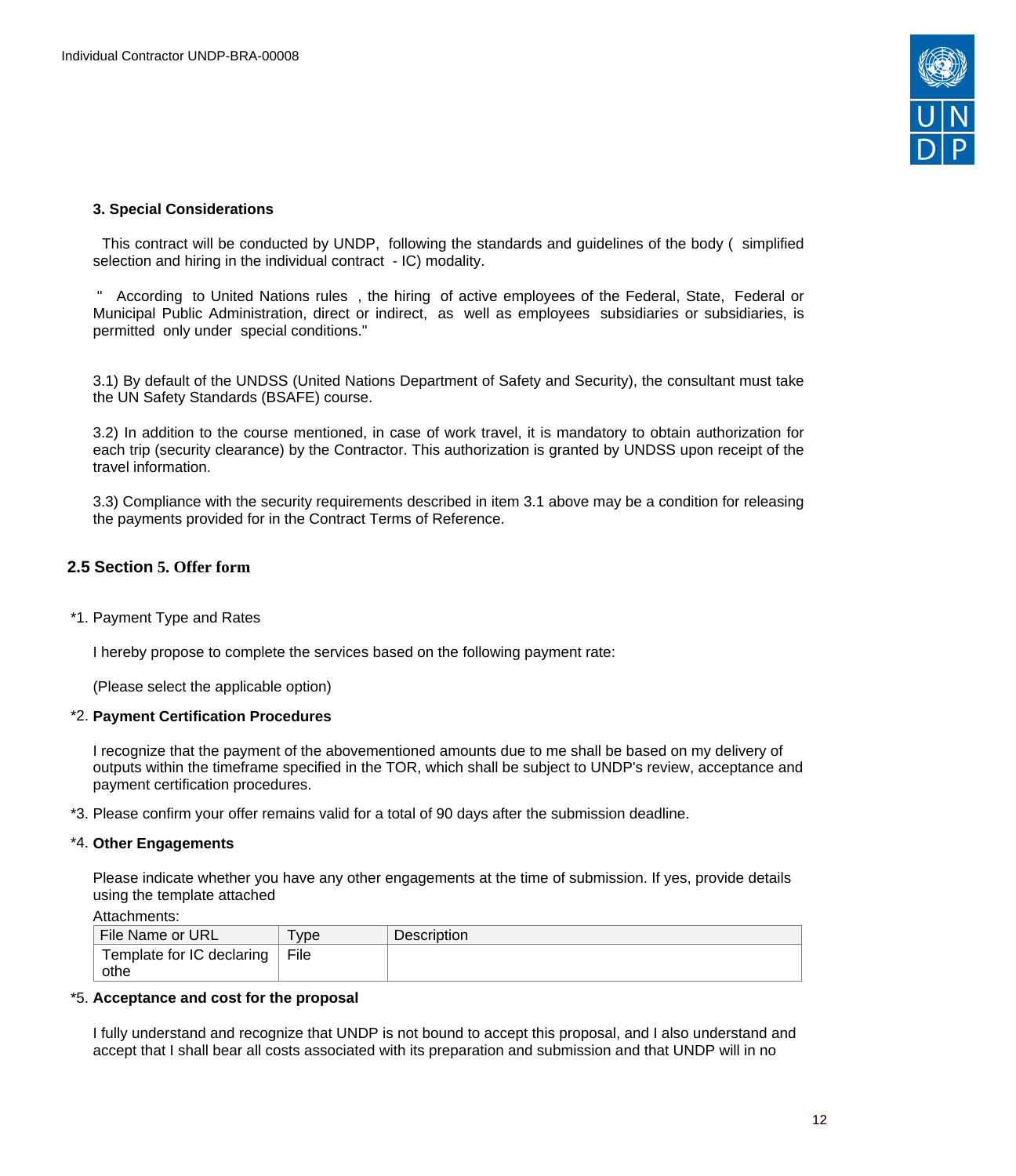**3. Special Considerations**

This contract will be conducted by UNDP, following the standards and guidelines of the body ( simplified selection and hiring in the individual contract - IC) modality.

" According to United Nations rules , the hiring of active employees of the Federal, State, Federal or Municipal Public Administration, direct or indirect, as well as employees subsidiaries or subsidiaries, is permitted only under special conditions."

3.1) By default of the UNDSS (United Nations Department of Safety and Security), the consultant must take the UN Safety Standards (BSAFE) course.

3.2) In addition to the course mentioned, in case of work travel, it is mandatory to obtain authorization for each trip (security clearance) by the Contractor. This authorization is granted by UNDSS upon receipt of the travel information.

3.3) Compliance with the security requirements described in item 3.1 above may be a condition for releasing the payments provided for in the Contract Terms of Reference.

## 2.5 Section 5. Offer form

*1. Payment Type and Rates

I hereby propose to complete the services based on the following payment rate:

(Please select the applicable option)

*2. **Payment Certification Procedures**

I recognize that the payment of the abovementioned amounts due to me shall be based on my delivery of outputs within the timeframe specified in the TOR, which shall be subject to UNDP's review, acceptance and payment certification procedures.

*3. Please confirm your offer remains valid for a total of 90 days after the submission deadline.

*4. **Other Engagements**

Please indicate whether you have any other engagements at the time of submission. If yes, provide details using the template attached

Attachments:

| File Name or URL | Type | Description |
|---|---|---|
| Template for IC declaring othe | File | |

*5. **Acceptance and cost for the proposal**

I fully understand and recognize that UNDP is not bound to accept this proposal, and I also understand and accept that I shall bear all costs associated with its preparation and submission and that UNDP will in no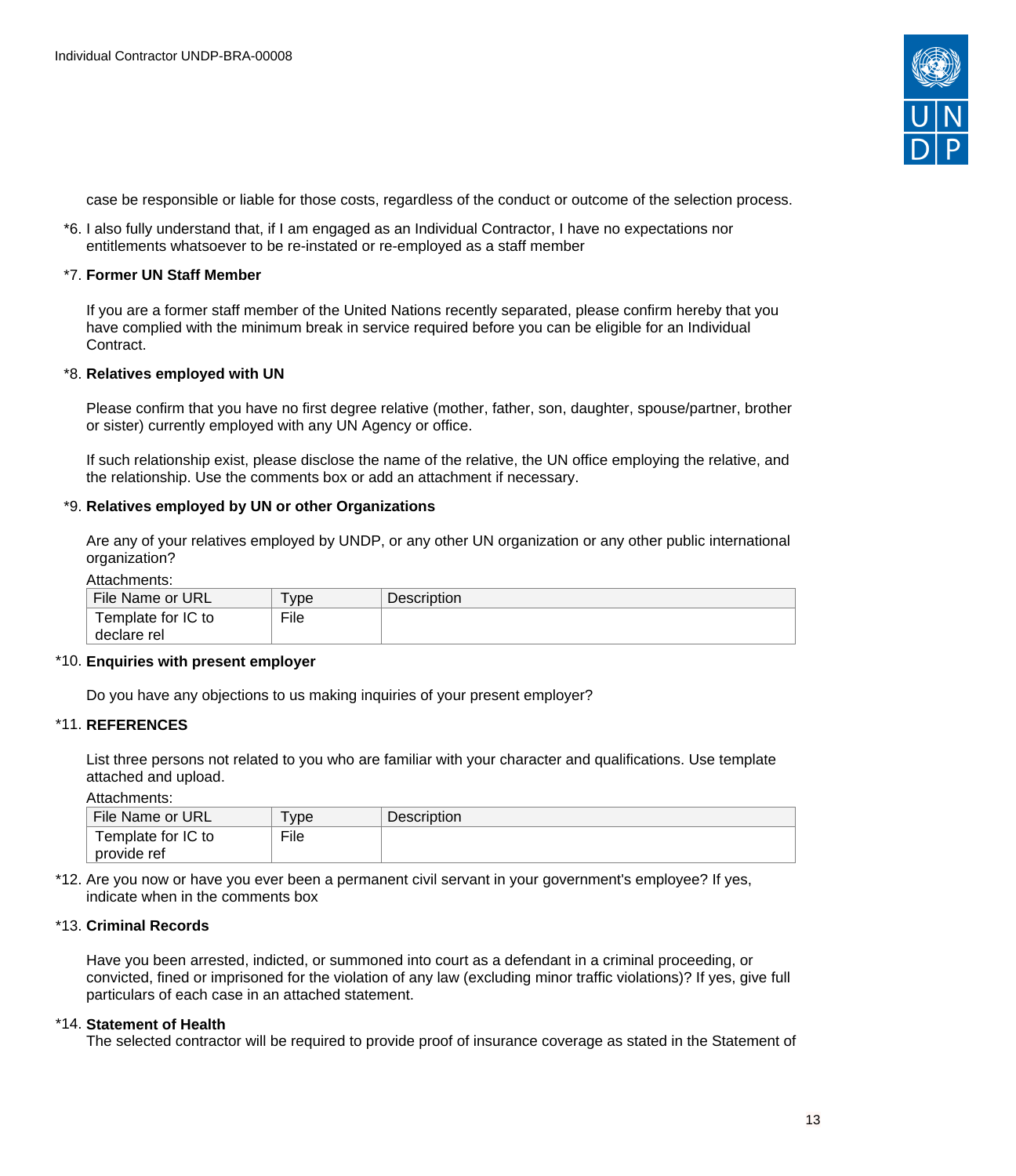case be responsible or liable for those costs, regardless of the conduct or outcome of the selection process.

*6. I also fully understand that, if I am engaged as an Individual Contractor, I have no expectations nor entitlements whatsoever to be re-instated or re-employed as a staff member

*7. **Former UN Staff Member**

If you are a former staff member of the United Nations recently separated, please confirm hereby that you have complied with the minimum break in service required before you can be eligible for an Individual Contract.

*8. **Relatives employed with UN**

Please confirm that you have no first degree relative (mother, father, son, daughter, spouse/partner, brother or sister) currently employed with any UN Agency or office.

If such relationship exist, please disclose the name of the relative, the UN office employing the relative, and the relationship. Use the comments box or add an attachment if necessary.

*9. **Relatives employed by UN or other Organizations**

Are any of your relatives employed by UNDP, or any other UN organization or any other public international organization?

Attachments:

| File Name or URL | Type | Description |
|---|---|---|
| Template for IC to declare rel | File | |

*10. **Enquiries with present employer**

Do you have any objections to us making inquiries of your present employer?

*11. **REFERENCES**

List three persons not related to you who are familiar with your character and qualifications. Use template attached and upload.

Attachments:

| File Name or URL | Type | Description |
|---|---|---|
| Template for IC to provide ref | File | |

*12. Are you now or have you ever been a permanent civil servant in your government's employee? If yes, indicate when in the comments box

*13. **Criminal Records**

Have you been arrested, indicted, or summoned into court as a defendant in a criminal proceeding, or convicted, fined or imprisoned for the violation of any law (excluding minor traffic violations)? If yes, give full particulars of each case in an attached statement.

*14. **Statement of Health**

The selected contractor will be required to provide proof of insurance coverage as stated in the Statement of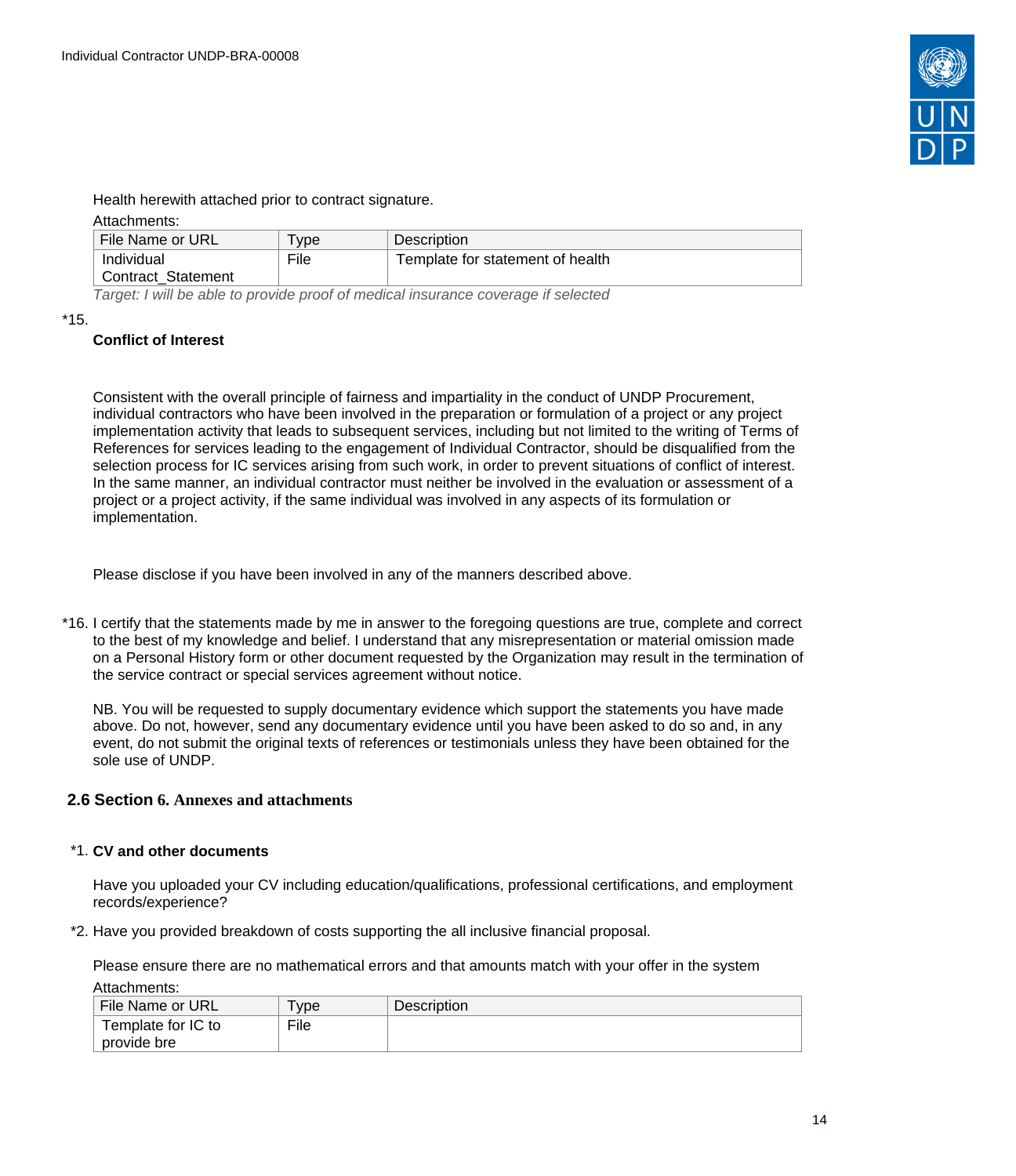Health herewith attached prior to contract signature.

Attachments:

| File Name or URL | Type | Description |
| --- | --- | --- |
| Individual Contract_Statement | File | Template for statement of health |

*Target: I will be able to provide proof of medical insurance coverage if selected*

*15.

**Conflict of Interest**

Consistent with the overall principle of fairness and impartiality in the conduct of UNDP Procurement, individual contractors who have been involved in the preparation or formulation of a project or any project implementation activity that leads to subsequent services, including but not limited to the writing of Terms of References for services leading to the engagement of Individual Contractor, should be disqualified from the selection process for IC services arising from such work, in order to prevent situations of conflict of interest. In the same manner, an individual contractor must neither be involved in the evaluation or assessment of a project or a project activity, if the same individual was involved in any aspects of its formulation or implementation.

Please disclose if you have been involved in any of the manners described above.

*16. I certify that the statements made by me in answer to the foregoing questions are true, complete and correct to the best of my knowledge and belief. I understand that any misrepresentation or material omission made on a Personal History form or other document requested by the Organization may result in the termination of the service contract or special services agreement without notice.

NB. You will be requested to supply documentary evidence which support the statements you have made above. Do not, however, send any documentary evidence until you have been asked to do so and, in any event, do not submit the original texts of references or testimonials unless they have been obtained for the sole use of UNDP.

## 2.6 Section 6. Annexes and attachments

*1. **CV and other documents**

Have you uploaded your CV including education/qualifications, professional certifications, and employment records/experience?

*2. Have you provided breakdown of costs supporting the all inclusive financial proposal.

Please ensure there are no mathematical errors and that amounts match with your offer in the system

Attachments:

| File Name or URL | Type | Description |
| --- | --- | --- |
| Template for IC to provide bre | File | |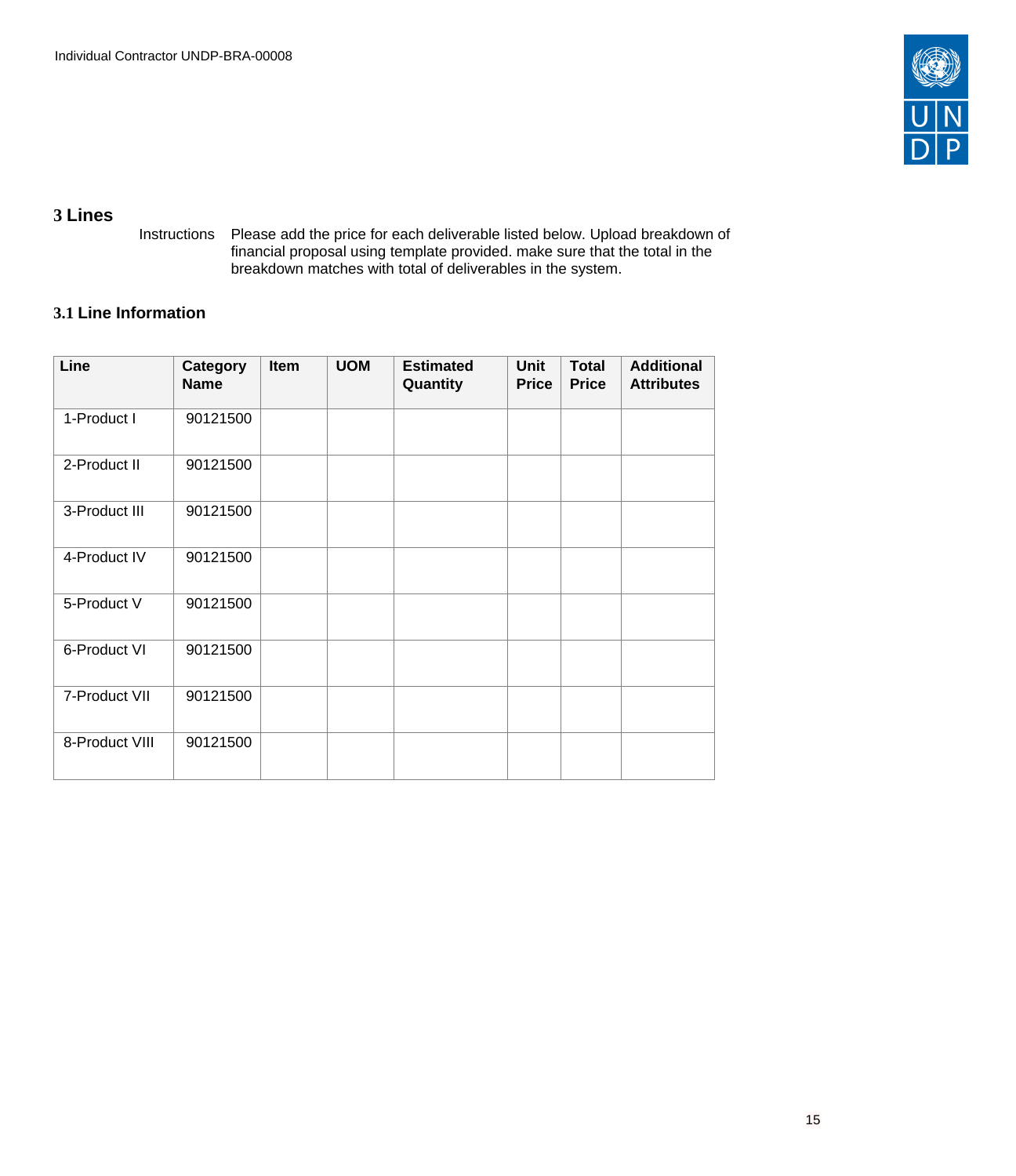## 3 Lines

Instructions Please add the price for each deliverable listed below. Upload breakdown of financial proposal using template provided. make sure that the total in the breakdown matches with total of deliverables in the system.

### 3.1 Line Information

| Line | Category Name | Item | UOM | Estimated Quantity | Unit Price | Total Price | Additional Attributes |
|---|---|---|---|---|---|---|---|
| 1-Product I | 90121500 | | | | | | |
| 2-Product II | 90121500 | | | | | | |
| 3-Product III | 90121500 | | | | | | |
| 4-Product IV | 90121500 | | | | | | |
| 5-Product V | 90121500 | | | | | | |
| 6-Product VI | 90121500 | | | | | | |
| 7-Product VII | 90121500 | | | | | | |
| 8-Product VIII | 90121500 | | | | | | |